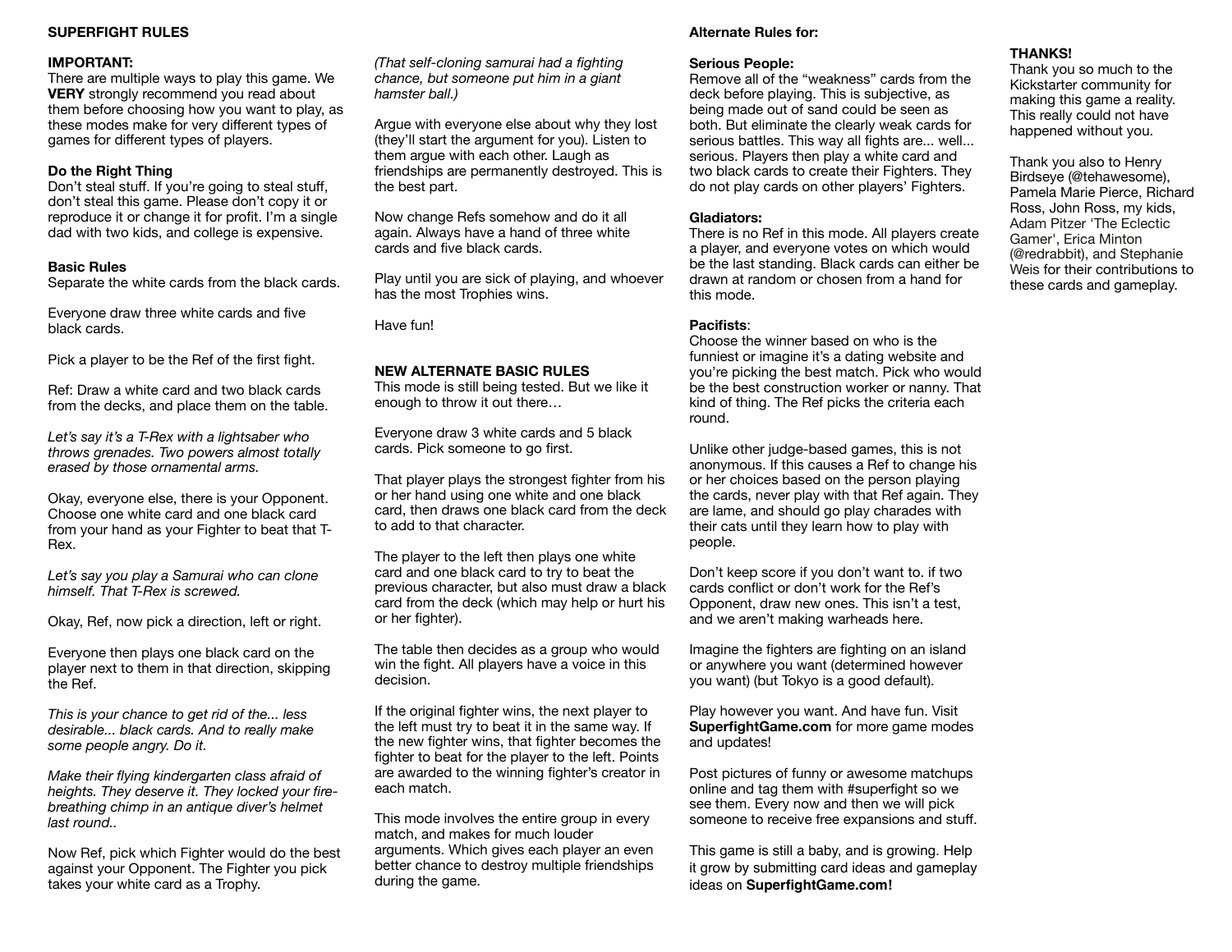## SUPERFIGHT RULES

### IMPORTANT:

There are multiple ways to play this game. We **VERY** strongly recommend you read about them before choosing how you want to play, as these modes make for very different types of games for different types of players.

### Do the Right Thing

Don't steal stuff. If you're going to steal stuff, don't steal this game. Please don't copy it or reproduce it or change it for profit. I'm a single dad with two kids, and college is expensive.

### Basic Rules

Separate the white cards from the black cards.

Everyone draw three white cards and five black cards.

Pick a player to be the Ref of the first fight.

Ref: Draw a white card and two black cards from the decks, and place them on the table.

*Let's say it's a T-Rex with a lightsaber who throws grenades. Two powers almost totally erased by those ornamental arms.*

Okay, everyone else, there is your Opponent. Choose one white card and one black card from your hand as your Fighter to beat that T-Rex.

*Let's say you play a Samurai who can clone himself. That T-Rex is screwed.*

Okay, Ref, now pick a direction, left or right.

Everyone then plays one black card on the player next to them in that direction, skipping the Ref.

*This is your chance to get rid of the... less desirable... black cards. And to really make some people angry. Do it.*

*Make their flying kindergarten class afraid of heights. They deserve it. They locked your fire-breathing chimp in an antique diver's helmet last round..*

Now Ref, pick which Fighter would do the best against your Opponent. The Fighter you pick takes your white card as a Trophy.

*(That self-cloning samurai had a fighting chance, but someone put him in a giant hamster ball.)*

Argue with everyone else about why they lost (they'll start the argument for you). Listen to them argue with each other. Laugh as friendships are permanently destroyed. This is the best part.

Now change Refs somehow and do it all again. Always have a hand of three white cards and five black cards.

Play until you are sick of playing, and whoever has the most Trophies wins.

Have fun!

### NEW ALTERNATE BASIC RULES

This mode is still being tested. But we like it enough to throw it out there…

Everyone draw 3 white cards and 5 black cards. Pick someone to go first.

That player plays the strongest fighter from his or her hand using one white and one black card, then draws one black card from the deck to add to that character.

The player to the left then plays one white card and one black card to try to beat the previous character, but also must draw a black card from the deck (which may help or hurt his or her fighter).

The table then decides as a group who would win the fight. All players have a voice in this decision.

If the original fighter wins, the next player to the left must try to beat it in the same way. If the new fighter wins, that fighter becomes the fighter to beat for the player to the left. Points are awarded to the winning fighter's creator in each match.

This mode involves the entire group in every match, and makes for much louder arguments. Which gives each player an even better chance to destroy multiple friendships during the game.

### Alternate Rules for:

**Serious People:**
Remove all of the "weakness" cards from the deck before playing. This is subjective, as being made out of sand could be seen as both. But eliminate the clearly weak cards for serious battles. This way all fights are... well... serious. Players then play a white card and two black cards to create their Fighters. They do not play cards on other players' Fighters.

**Gladiators:**
There is no Ref in this mode. All players create a player, and everyone votes on which would be the last standing. Black cards can either be drawn at random or chosen from a hand for this mode.

**Pacifists**:
Choose the winner based on who is the funniest or imagine it's a dating website and you're picking the best match. Pick who would be the best construction worker or nanny. That kind of thing. The Ref picks the criteria each round.

Unlike other judge-based games, this is not anonymous. If this causes a Ref to change his or her choices based on the person playing the cards, never play with that Ref again. They are lame, and should go play charades with their cats until they learn how to play with people.

Don't keep score if you don't want to. if two cards conflict or don't work for the Ref's Opponent, draw new ones. This isn't a test, and we aren't making warheads here.

Imagine the fighters are fighting on an island or anywhere you want (determined however you want) (but Tokyo is a good default).

Play however you want. And have fun. Visit **SuperfightGame.com** for more game modes and updates!

Post pictures of funny or awesome matchups online and tag them with #superfight so we see them. Every now and then we will pick someone to receive free expansions and stuff.

This game is still a baby, and is growing. Help it grow by submitting card ideas and gameplay ideas on **SuperfightGame.com!**

### THANKS!

Thank you so much to the Kickstarter community for making this game a reality. This really could not have happened without you.

Thank you also to Henry Birdseye (@tehawesome), Pamela Marie Pierce, Richard Ross, John Ross, my kids, Adam Pitzer 'The Eclectic Gamer', Erica Minton (@redrabbit), and Stephanie Weis for their contributions to these cards and gameplay.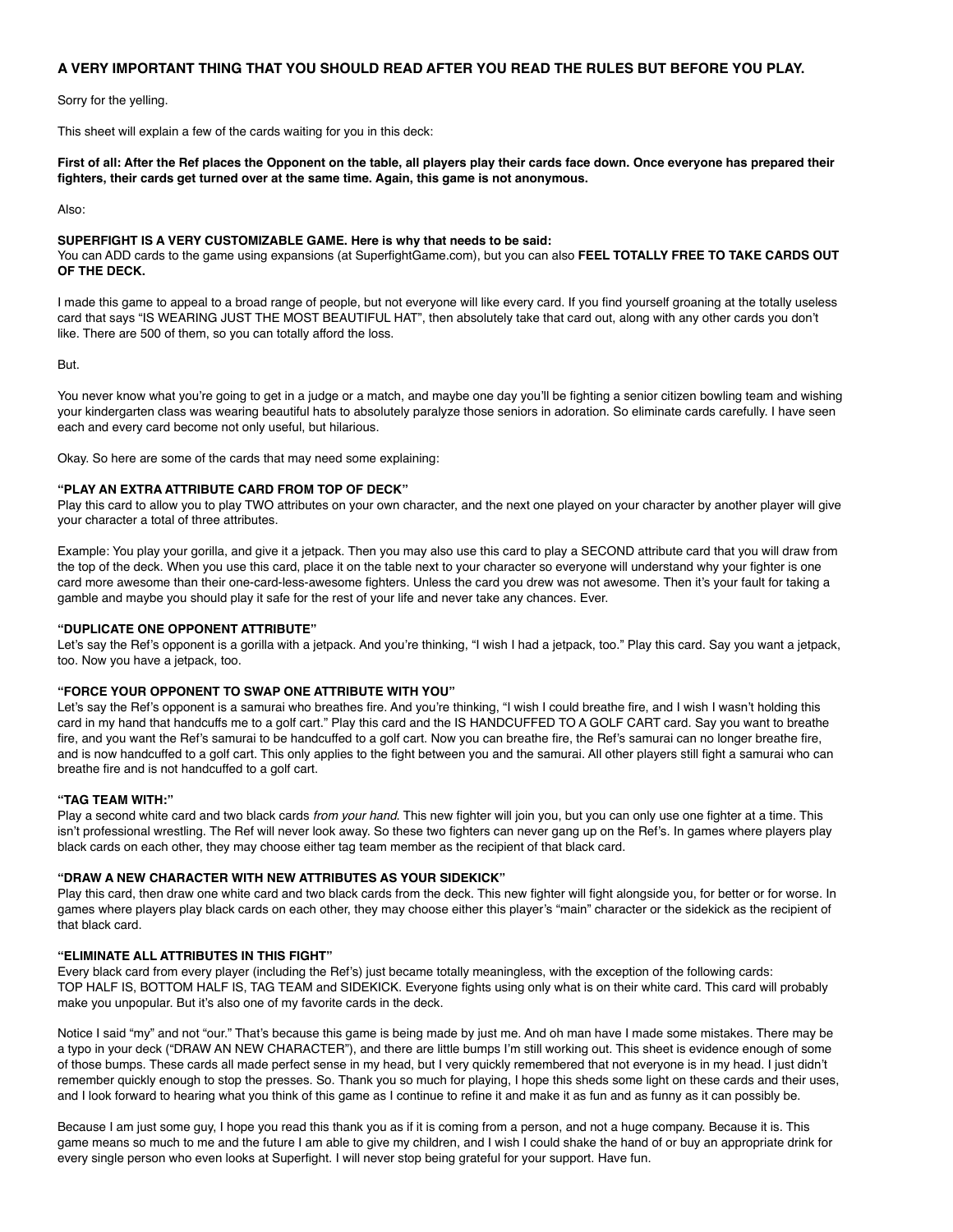## A VERY IMPORTANT THING THAT YOU SHOULD READ AFTER YOU READ THE RULES BUT BEFORE YOU PLAY.

Sorry for the yelling.

This sheet will explain a few of the cards waiting for you in this deck:

**First of all: After the Ref places the Opponent on the table, all players play their cards face down. Once everyone has prepared their fighters, their cards get turned over at the same time. Again, this game is not anonymous.**

Also:

**SUPERFIGHT IS A VERY CUSTOMIZABLE GAME. Here is why that needs to be said:**
You can ADD cards to the game using expansions (at SuperfightGame.com), but you can also **FEEL TOTALLY FREE TO TAKE CARDS OUT OF THE DECK.**

I made this game to appeal to a broad range of people, but not everyone will like every card. If you find yourself groaning at the totally useless card that says "IS WEARING JUST THE MOST BEAUTIFUL HAT", then absolutely take that card out, along with any other cards you don't like. There are 500 of them, so you can totally afford the loss.

But.

You never know what you're going to get in a judge or a match, and maybe one day you'll be fighting a senior citizen bowling team and wishing your kindergarten class was wearing beautiful hats to absolutely paralyze those seniors in adoration. So eliminate cards carefully. I have seen each and every card become not only useful, but hilarious.

Okay. So here are some of the cards that may need some explaining:

**"PLAY AN EXTRA ATTRIBUTE CARD FROM TOP OF DECK"**
Play this card to allow you to play TWO attributes on your own character, and the next one played on your character by another player will give your character a total of three attributes.

Example: You play your gorilla, and give it a jetpack. Then you may also use this card to play a SECOND attribute card that you will draw from the top of the deck. When you use this card, place it on the table next to your character so everyone will understand why your fighter is one card more awesome than their one-card-less-awesome fighters. Unless the card you drew was not awesome. Then it's your fault for taking a gamble and maybe you should play it safe for the rest of your life and never take any chances. Ever.

**"DUPLICATE ONE OPPONENT ATTRIBUTE"**
Let's say the Ref's opponent is a gorilla with a jetpack. And you're thinking, "I wish I had a jetpack, too." Play this card. Say you want a jetpack, too. Now you have a jetpack, too.

**"FORCE YOUR OPPONENT TO SWAP ONE ATTRIBUTE WITH YOU"**
Let's say the Ref's opponent is a samurai who breathes fire. And you're thinking, "I wish I could breathe fire, and I wish I wasn't holding this card in my hand that handcuffs me to a golf cart." Play this card and the IS HANDCUFFED TO A GOLF CART card. Say you want to breathe fire, and you want the Ref's samurai to be handcuffed to a golf cart. Now you can breathe fire, the Ref's samurai can no longer breathe fire, and is now handcuffed to a golf cart. This only applies to the fight between you and the samurai. All other players still fight a samurai who can breathe fire and is not handcuffed to a golf cart.

**"TAG TEAM WITH:"**
Play a second white card and two black cards *from your hand*. This new fighter will join you, but you can only use one fighter at a time. This isn't professional wrestling. The Ref will never look away. So these two fighters can never gang up on the Ref's. In games where players play black cards on each other, they may choose either tag team member as the recipient of that black card.

**"DRAW A NEW CHARACTER WITH NEW ATTRIBUTES AS YOUR SIDEKICK"**
Play this card, then draw one white card and two black cards from the deck. This new fighter will fight alongside you, for better or for worse. In games where players play black cards on each other, they may choose either this player's "main" character or the sidekick as the recipient of that black card.

**"ELIMINATE ALL ATTRIBUTES IN THIS FIGHT"**
Every black card from every player (including the Ref's) just became totally meaningless, with the exception of the following cards: TOP HALF IS, BOTTOM HALF IS, TAG TEAM and SIDEKICK. Everyone fights using only what is on their white card. This card will probably make you unpopular. But it's also one of my favorite cards in the deck.

Notice I said "my" and not "our." That's because this game is being made by just me. And oh man have I made some mistakes. There may be a typo in your deck ("DRAW AN NEW CHARACTER"), and there are little bumps I'm still working out. This sheet is evidence enough of some of those bumps. These cards all made perfect sense in my head, but I very quickly remembered that not everyone is in my head. I just didn't remember quickly enough to stop the presses. So. Thank you so much for playing, I hope this sheds some light on these cards and their uses, and I look forward to hearing what you think of this game as I continue to refine it and make it as fun and as funny as it can possibly be.

Because I am just some guy, I hope you read this thank you as if it is coming from a person, and not a huge company. Because it is. This game means so much to me and the future I am able to give my children, and I wish I could shake the hand of or buy an appropriate drink for every single person who even looks at Superfight. I will never stop being grateful for your support. Have fun.